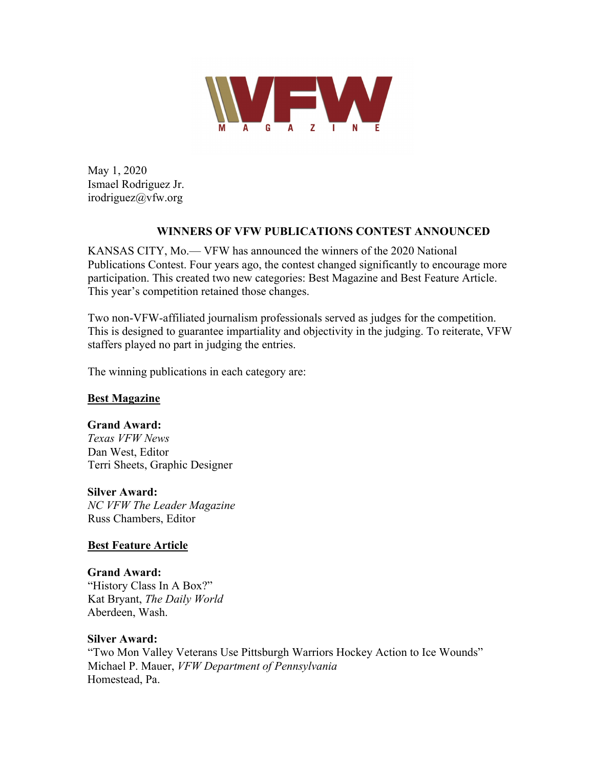VFW MAGAZINE

May 1, 2020
Ismael Rodriguez Jr.
irodriguez@vfw.org

## WINNERS OF VFW PUBLICATIONS CONTEST ANNOUNCED

KANSAS CITY, Mo.— VFW has announced the winners of the 2020 National Publications Contest. Four years ago, the contest changed significantly to encourage more participation. This created two new categories: Best Magazine and Best Feature Article. This year's competition retained those changes.

Two non-VFW-affiliated journalism professionals served as judges for the competition. This is designed to guarantee impartiality and objectivity in the judging. To reiterate, VFW staffers played no part in judging the entries.

The winning publications in each category are:

### Best Magazine

**Grand Award:**
*Texas VFW News*
Dan West, Editor
Terri Sheets, Graphic Designer

**Silver Award:**
*NC VFW The Leader Magazine*
Russ Chambers, Editor

### Best Feature Article

**Grand Award:**
"History Class In A Box?"
Kat Bryant, *The Daily World*
Aberdeen, Wash.

**Silver Award:**
"Two Mon Valley Veterans Use Pittsburgh Warriors Hockey Action to Ice Wounds"
Michael P. Mauer, *VFW Department of Pennsylvania*
Homestead, Pa.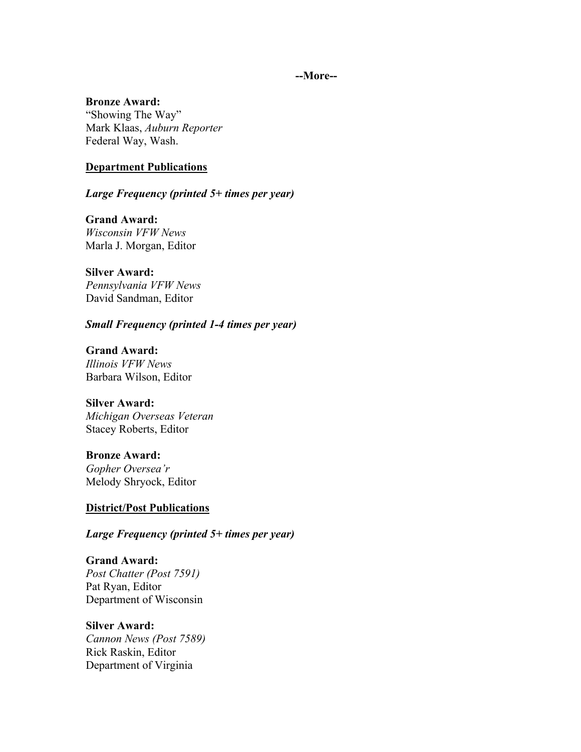**--More--**

**Bronze Award:**
"Showing The Way"
Mark Klaas, *Auburn Reporter*
Federal Way, Wash.

**Department Publications**

***Large Frequency (printed 5+ times per year)***

**Grand Award:**
*Wisconsin VFW News*
Marla J. Morgan, Editor

**Silver Award:**
*Pennsylvania VFW News*
David Sandman, Editor

***Small Frequency (printed 1-4 times per year)***

**Grand Award:**
*Illinois VFW News*
Barbara Wilson, Editor

**Silver Award:**
*Michigan Overseas Veteran*
Stacey Roberts, Editor

**Bronze Award:**
*Gopher Oversea'r*
Melody Shryock, Editor

**District/Post Publications**

***Large Frequency (printed 5+ times per year)***

**Grand Award:**
*Post Chatter (Post 7591)*
Pat Ryan, Editor
Department of Wisconsin

**Silver Award:**
*Cannon News (Post 7589)*
Rick Raskin, Editor
Department of Virginia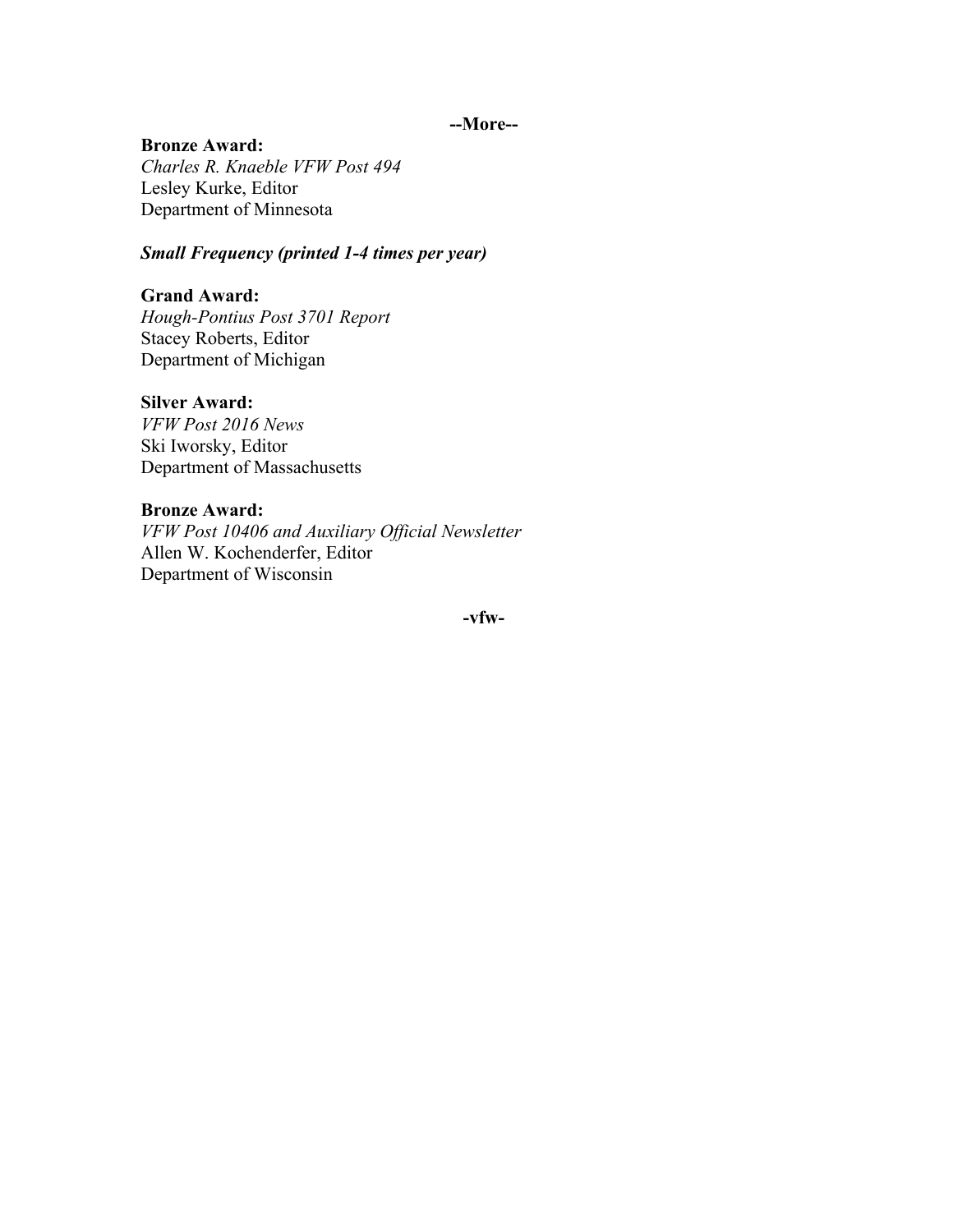**--More--**

**Bronze Award:**
*Charles R. Knaeble VFW Post 494*
Lesley Kurke, Editor
Department of Minnesota

***Small Frequency (printed 1-4 times per year)***

**Grand Award:**
*Hough-Pontius Post 3701 Report*
Stacey Roberts, Editor
Department of Michigan

**Silver Award:**
*VFW Post 2016 News*
Ski Iworsky, Editor
Department of Massachusetts

**Bronze Award:**
*VFW Post 10406 and Auxiliary Official Newsletter*
Allen W. Kochenderfer, Editor
Department of Wisconsin

**-vfw-**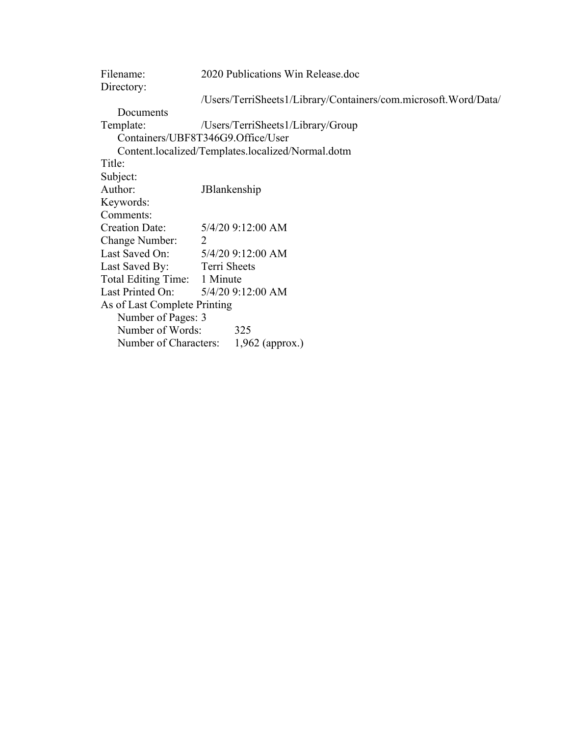Filename: 2020 Publications Win Release.doc
Directory: /Users/TerriSheets1/Library/Containers/com.microsoft.Word/Data/Documents
Template: /Users/TerriSheets1/Library/Group Containers/UBF8T346G9.Office/User Content.localized/Templates.localized/Normal.dotm
Title:
Subject:
Author: JBlankenship
Keywords:
Comments:
Creation Date: 5/4/20 9:12:00 AM
Change Number: 2
Last Saved On: 5/4/20 9:12:00 AM
Last Saved By: Terri Sheets
Total Editing Time: 1 Minute
Last Printed On: 5/4/20 9:12:00 AM
As of Last Complete Printing
Number of Pages: 3
Number of Words: 325
Number of Characters: 1,962 (approx.)